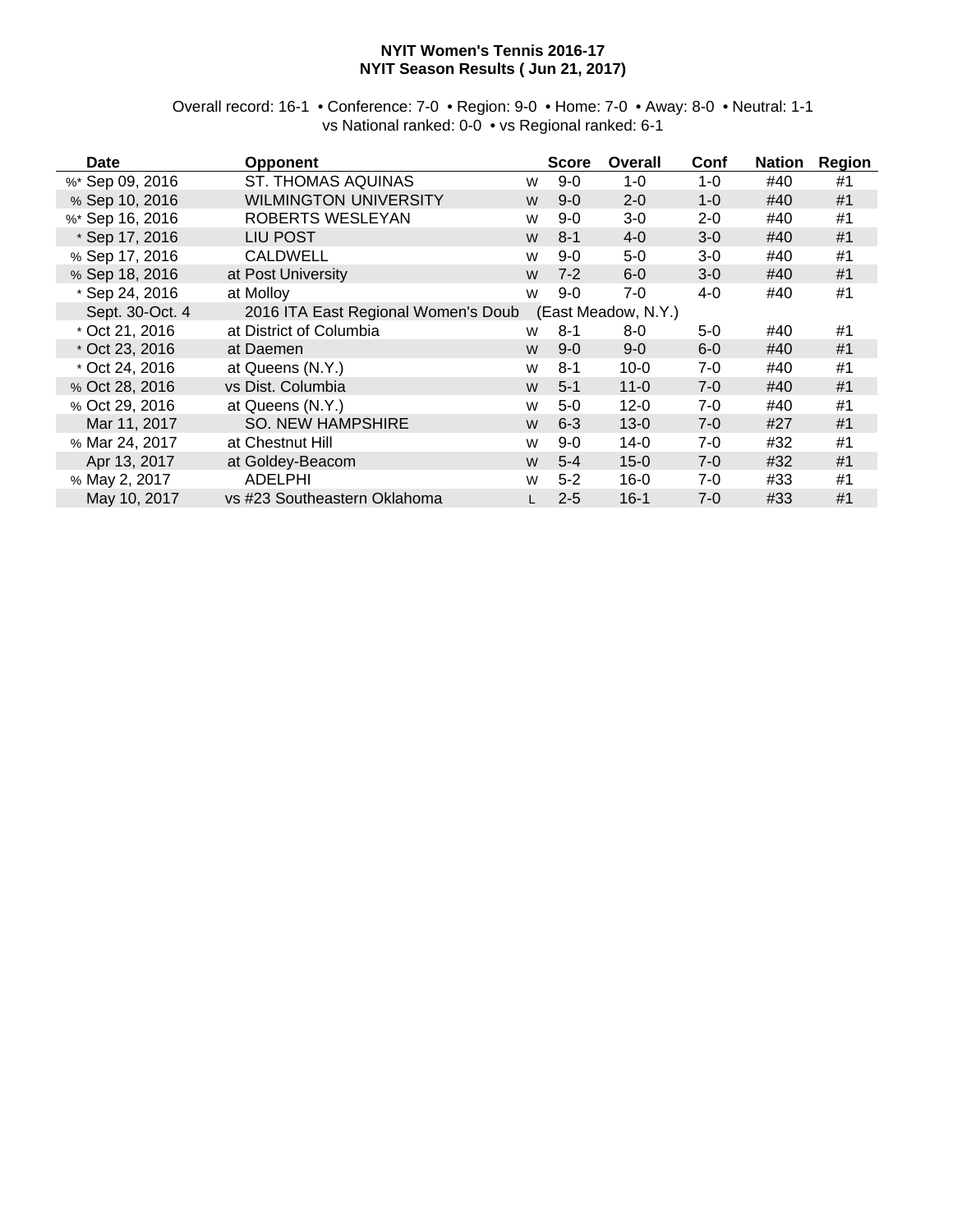**NYIT Women's Tennis 2016-17**
**NYIT Season Results ( Jun 21, 2017)**

Overall record: 16-1 • Conference: 7-0 • Region: 9-0 • Home: 7-0 • Away: 8-0 • Neutral: 1-1
vs National ranked: 0-0 • vs Regional ranked: 6-1

| Date | Opponent | | Score | Overall | Conf | Nation | Region |
|---|---|---|---|---|---|---|---|
| %* Sep 09, 2016 | ST. THOMAS AQUINAS | W | 9-0 | 1-0 | 1-0 | #40 | #1 |
| % Sep 10, 2016 | WILMINGTON UNIVERSITY | W | 9-0 | 2-0 | 1-0 | #40 | #1 |
| %* Sep 16, 2016 | ROBERTS WESLEYAN | W | 9-0 | 3-0 | 2-0 | #40 | #1 |
| * Sep 17, 2016 | LIU POST | W | 8-1 | 4-0 | 3-0 | #40 | #1 |
| % Sep 17, 2016 | CALDWELL | W | 9-0 | 5-0 | 3-0 | #40 | #1 |
| % Sep 18, 2016 | at Post University | W | 7-2 | 6-0 | 3-0 | #40 | #1 |
| * Sep 24, 2016 | at Molloy | W | 9-0 | 7-0 | 4-0 | #40 | #1 |
| Sept. 30-Oct. 4 | 2016 ITA East Regional Women's Doub | | (East Meadow, N.Y.) | | | | |
| * Oct 21, 2016 | at District of Columbia | W | 8-1 | 8-0 | 5-0 | #40 | #1 |
| * Oct 23, 2016 | at Daemen | W | 9-0 | 9-0 | 6-0 | #40 | #1 |
| * Oct 24, 2016 | at Queens (N.Y.) | W | 8-1 | 10-0 | 7-0 | #40 | #1 |
| % Oct 28, 2016 | vs Dist. Columbia | W | 5-1 | 11-0 | 7-0 | #40 | #1 |
| % Oct 29, 2016 | at Queens (N.Y.) | W | 5-0 | 12-0 | 7-0 | #40 | #1 |
| Mar 11, 2017 | SO. NEW HAMPSHIRE | W | 6-3 | 13-0 | 7-0 | #27 | #1 |
| % Mar 24, 2017 | at Chestnut Hill | W | 9-0 | 14-0 | 7-0 | #32 | #1 |
| Apr 13, 2017 | at Goldey-Beacom | W | 5-4 | 15-0 | 7-0 | #32 | #1 |
| % May 2, 2017 | ADELPHI | W | 5-2 | 16-0 | 7-0 | #33 | #1 |
| May 10, 2017 | vs #23 Southeastern Oklahoma | L | 2-5 | 16-1 | 7-0 | #33 | #1 |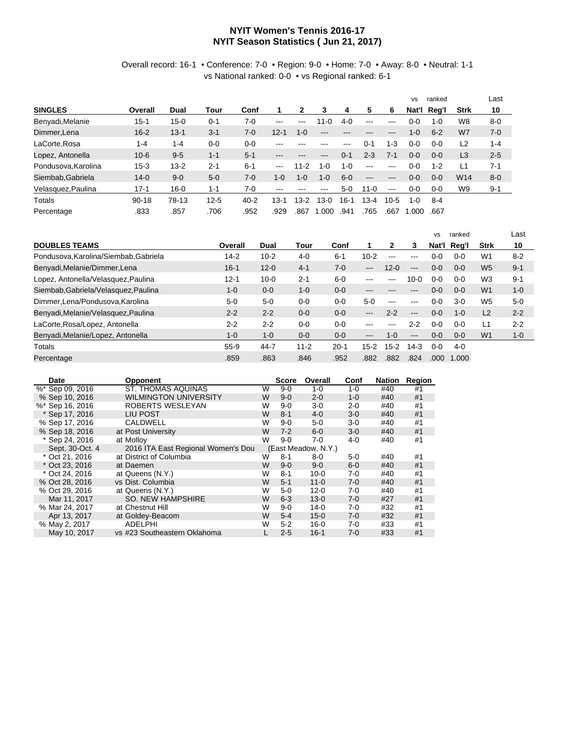# NYIT Women's Tennis 2016-17
## NYIT Season Statistics ( Jun 21, 2017)

Overall record: 16-1 • Conference: 7-0 • Region: 9-0 • Home: 7-0 • Away: 8-0 • Neutral: 1-1
vs National ranked: 0-0 • vs Regional ranked: 6-1

| SINGLES | Overall | Dual | Tour | Conf | 1 | 2 | 3 | 4 | 5 | 6 | vs Nat'l | ranked Reg'l | Strk | Last 10 |
|---|---|---|---|---|---|---|---|---|---|---|---|---|---|---|
| Benyadi,Melanie | 15-1 | 15-0 | 0-1 | 7-0 | --- | --- | 11-0 | 4-0 | --- | --- | 0-0 | 1-0 | W8 | 8-0 |
| Dimmer,Lena | 16-2 | 13-1 | 3-1 | 7-0 | 12-1 | 1-0 | --- | --- | --- | --- | 1-0 | 6-2 | W7 | 7-0 |
| LaCorte,Rosa | 1-4 | 1-4 | 0-0 | 0-0 | --- | --- | --- | --- | 0-1 | 1-3 | 0-0 | 0-0 | L2 | 1-4 |
| Lopez, Antonella | 10-6 | 9-5 | 1-1 | 5-1 | --- | --- | --- | 0-1 | 2-3 | 7-1 | 0-0 | 0-0 | L3 | 2-5 |
| Pondusova,Karolina | 15-3 | 13-2 | 2-1 | 6-1 | --- | 11-2 | 1-0 | 1-0 | --- | --- | 0-0 | 1-2 | L1 | 7-1 |
| Siembab,Gabriela | 14-0 | 9-0 | 5-0 | 7-0 | 1-0 | 1-0 | 1-0 | 6-0 | --- | --- | 0-0 | 0-0 | W14 | 8-0 |
| Velasquez,Paulina | 17-1 | 16-0 | 1-1 | 7-0 | --- | --- | --- | 5-0 | 11-0 | --- | 0-0 | 0-0 | W9 | 9-1 |
| Totals | 90-18 | 78-13 | 12-5 | 40-2 | 13-1 | 13-2 | 13-0 | 16-1 | 13-4 | 10-5 | 1-0 | 8-4 | | |
| Percentage | .833 | .857 | .706 | .952 | .929 | .867 | 1.000 | .941 | .765 | .667 | 1.000 | .667 | | |

| DOUBLES TEAMS | Overall | Dual | Tour | Conf | 1 | 2 | 3 | vs Nat'l | ranked Reg'l | Strk | Last 10 |
|---|---|---|---|---|---|---|---|---|---|---|---|
| Pondusova,Karolina/Siembab,Gabriela | 14-2 | 10-2 | 4-0 | 6-1 | 10-2 | --- | --- | 0-0 | 0-0 | W1 | 8-2 |
| Benyadi,Melanie/Dimmer,Lena | 16-1 | 12-0 | 4-1 | 7-0 | --- | 12-0 | --- | 0-0 | 0-0 | W5 | 9-1 |
| Lopez, Antonella/Velasquez,Paulina | 12-1 | 10-0 | 2-1 | 6-0 | --- | --- | 10-0 | 0-0 | 0-0 | W3 | 9-1 |
| Siembab,Gabriela/Velasquez,Paulina | 1-0 | 0-0 | 1-0 | 0-0 | --- | --- | --- | 0-0 | 0-0 | W1 | 1-0 |
| Dimmer,Lena/Pondusova,Karolina | 5-0 | 5-0 | 0-0 | 0-0 | 5-0 | --- | --- | 0-0 | 3-0 | W5 | 5-0 |
| Benyadi,Melanie/Velasquez,Paulina | 2-2 | 2-2 | 0-0 | 0-0 | --- | 2-2 | --- | 0-0 | 1-0 | L2 | 2-2 |
| LaCorte,Rosa/Lopez, Antonella | 2-2 | 2-2 | 0-0 | 0-0 | --- | --- | 2-2 | 0-0 | 0-0 | L1 | 2-2 |
| Benyadi,Melanie/Lopez, Antonella | 1-0 | 1-0 | 0-0 | 0-0 | --- | 1-0 | --- | 0-0 | 0-0 | W1 | 1-0 |
| Totals | 55-9 | 44-7 | 11-2 | 20-1 | 15-2 | 15-2 | 14-3 | 0-0 | 4-0 | | |
| Percentage | .859 | .863 | .846 | .952 | .882 | .882 | .824 | .000 | 1.000 | | |

| Date | Opponent | | Score | Overall | Conf | Nation | Region |
|---|---|---|---|---|---|---|---|
| %* Sep 09, 2016 | ST. THOMAS AQUINAS | W | 9-0 | 1-0 | 1-0 | #40 | #1 |
| % Sep 10, 2016 | WILMINGTON UNIVERSITY | W | 9-0 | 2-0 | 1-0 | #40 | #1 |
| %* Sep 16, 2016 | ROBERTS WESLEYAN | W | 9-0 | 3-0 | 2-0 | #40 | #1 |
| * Sep 17, 2016 | LIU POST | W | 8-1 | 4-0 | 3-0 | #40 | #1 |
| % Sep 17, 2016 | CALDWELL | W | 9-0 | 5-0 | 3-0 | #40 | #1 |
| % Sep 18, 2016 | at Post University | W | 7-2 | 6-0 | 3-0 | #40 | #1 |
| * Sep 24, 2016 | at Molloy | W | 9-0 | 7-0 | 4-0 | #40 | #1 |
| Sept. 30-Oct. 4 | 2016 ITA East Regional Women's Dou | | (East Meadow, N.Y.) | | | | |
| * Oct 21, 2016 | at District of Columbia | W | 8-1 | 8-0 | 5-0 | #40 | #1 |
| * Oct 23, 2016 | at Daemen | W | 9-0 | 9-0 | 6-0 | #40 | #1 |
| * Oct 24, 2016 | at Queens (N.Y.) | W | 8-1 | 10-0 | 7-0 | #40 | #1 |
| % Oct 28, 2016 | vs Dist. Columbia | W | 5-1 | 11-0 | 7-0 | #40 | #1 |
| % Oct 29, 2016 | at Queens (N.Y.) | W | 5-0 | 12-0 | 7-0 | #40 | #1 |
| Mar 11, 2017 | SO. NEW HAMPSHIRE | W | 6-3 | 13-0 | 7-0 | #27 | #1 |
| % Mar 24, 2017 | at Chestnut Hill | W | 9-0 | 14-0 | 7-0 | #32 | #1 |
| Apr 13, 2017 | at Goldey-Beacom | W | 5-4 | 15-0 | 7-0 | #32 | #1 |
| % May 2, 2017 | ADELPHI | W | 5-2 | 16-0 | 7-0 | #33 | #1 |
| May 10, 2017 | vs #23 Southeastern Oklahoma | L | 2-5 | 16-1 | 7-0 | #33 | #1 |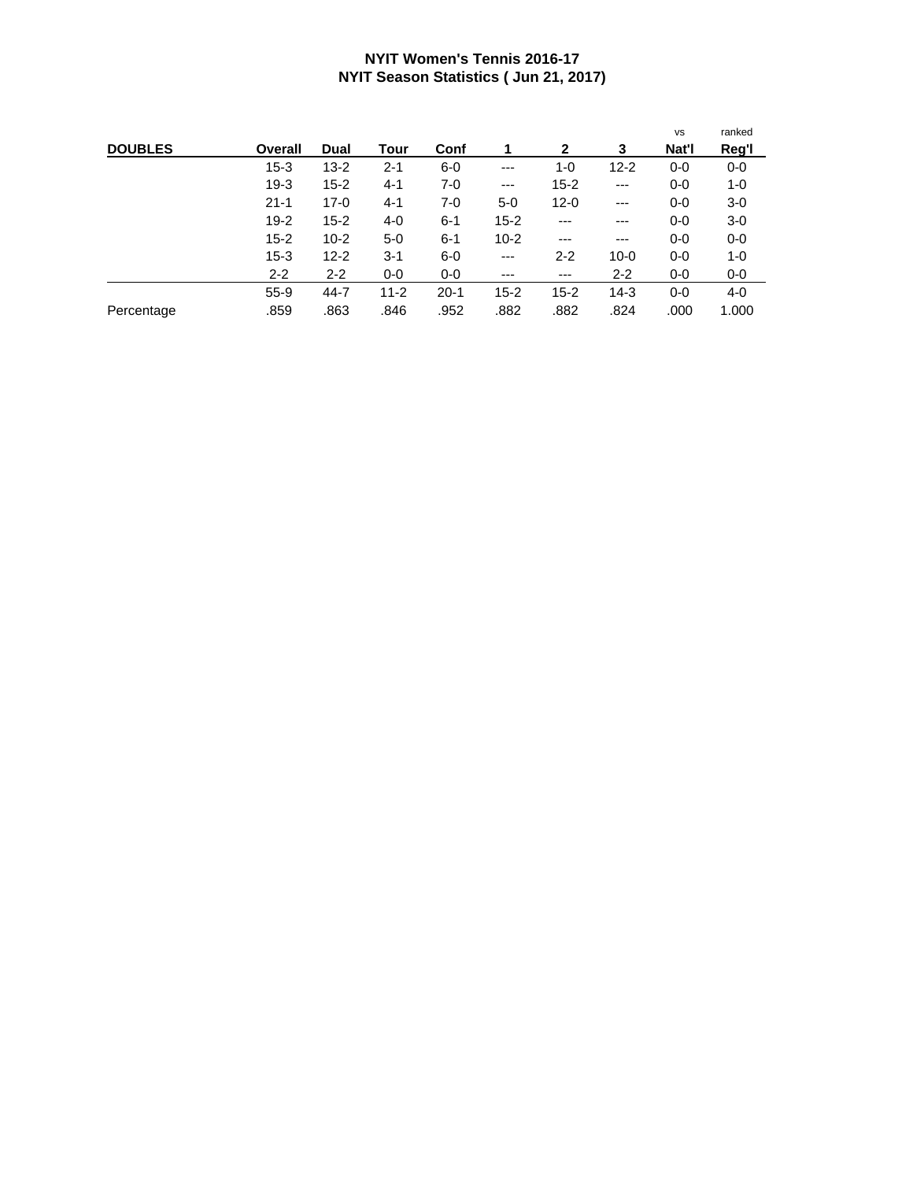**NYIT Women's Tennis 2016-17**
**NYIT Season Statistics ( Jun 21, 2017)**

| DOUBLES | Overall | Dual | Tour | Conf | 1 | 2 | 3 | vs Nat'l | ranked Reg'l |
|---|---|---|---|---|---|---|---|---|---|
| | 15-3 | 13-2 | 2-1 | 6-0 | --- | 1-0 | 12-2 | 0-0 | 0-0 |
| | 19-3 | 15-2 | 4-1 | 7-0 | --- | 15-2 | --- | 0-0 | 1-0 |
| | 21-1 | 17-0 | 4-1 | 7-0 | 5-0 | 12-0 | --- | 0-0 | 3-0 |
| | 19-2 | 15-2 | 4-0 | 6-1 | 15-2 | --- | --- | 0-0 | 3-0 |
| | 15-2 | 10-2 | 5-0 | 6-1 | 10-2 | --- | --- | 0-0 | 0-0 |
| | 15-3 | 12-2 | 3-1 | 6-0 | --- | 2-2 | 10-0 | 0-0 | 1-0 |
| | 2-2 | 2-2 | 0-0 | 0-0 | --- | --- | 2-2 | 0-0 | 0-0 |
| | 55-9 | 44-7 | 11-2 | 20-1 | 15-2 | 15-2 | 14-3 | 0-0 | 4-0 |
| Percentage | .859 | .863 | .846 | .952 | .882 | .882 | .824 | .000 | 1.000 |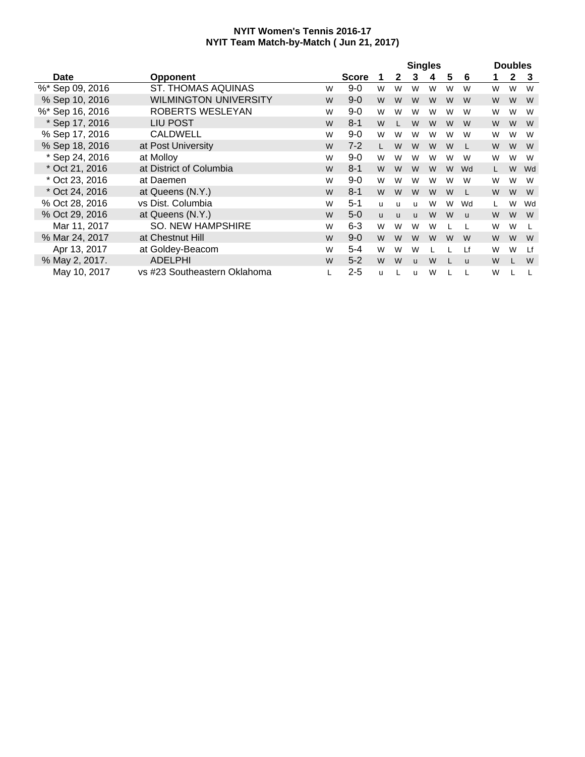**NYIT Women's Tennis 2016-17**
**NYIT Team Match-by-Match ( Jun 21, 2017)**

| Date | Opponent | | Score | Singles 1 | 2 | 3 | 4 | 5 | 6 | Doubles 1 | 2 | 3 |
|---|---|---|---|---|---|---|---|---|---|---|---|---|
| %* Sep 09, 2016 | ST. THOMAS AQUINAS | W | 9-0 | W | W | W | W | W | W | W | W | W |
| % Sep 10, 2016 | WILMINGTON UNIVERSITY | W | 9-0 | W | W | W | W | W | W | W | W | W |
| %* Sep 16, 2016 | ROBERTS WESLEYAN | W | 9-0 | W | W | W | W | W | W | W | W | W |
| * Sep 17, 2016 | LIU POST | W | 8-1 | W | L | W | W | W | W | W | W | W |
| % Sep 17, 2016 | CALDWELL | W | 9-0 | W | W | W | W | W | W | W | W | W |
| % Sep 18, 2016 | at Post University | W | 7-2 | L | W | W | W | W | L | W | W | W |
| * Sep 24, 2016 | at Molloy | W | 9-0 | W | W | W | W | W | W | W | W | W |
| * Oct 21, 2016 | at District of Columbia | W | 8-1 | W | W | W | W | W | Wd | L | W | Wd |
| * Oct 23, 2016 | at Daemen | W | 9-0 | W | W | W | W | W | W | W | W | W |
| * Oct 24, 2016 | at Queens (N.Y.) | W | 8-1 | W | W | W | W | W | L | W | W | W |
| % Oct 28, 2016 | vs Dist. Columbia | W | 5-1 | u | u | u | W | W | Wd | L | W | Wd |
| % Oct 29, 2016 | at Queens (N.Y.) | W | 5-0 | u | u | u | W | W | u | W | W | W |
| Mar 11, 2017 | SO. NEW HAMPSHIRE | W | 6-3 | W | W | W | W | L | L | W | W | L |
| % Mar 24, 2017 | at Chestnut Hill | W | 9-0 | W | W | W | W | W | W | W | W | W |
| Apr 13, 2017 | at Goldey-Beacom | W | 5-4 | W | W | W | L | L | Lf | W | W | Lf |
| % May 2, 2017. | ADELPHI | W | 5-2 | W | W | u | W | L | u | W | L | W |
| May 10, 2017 | vs #23 Southeastern Oklahoma | L | 2-5 | u | L | u | W | L | L | W | L | L |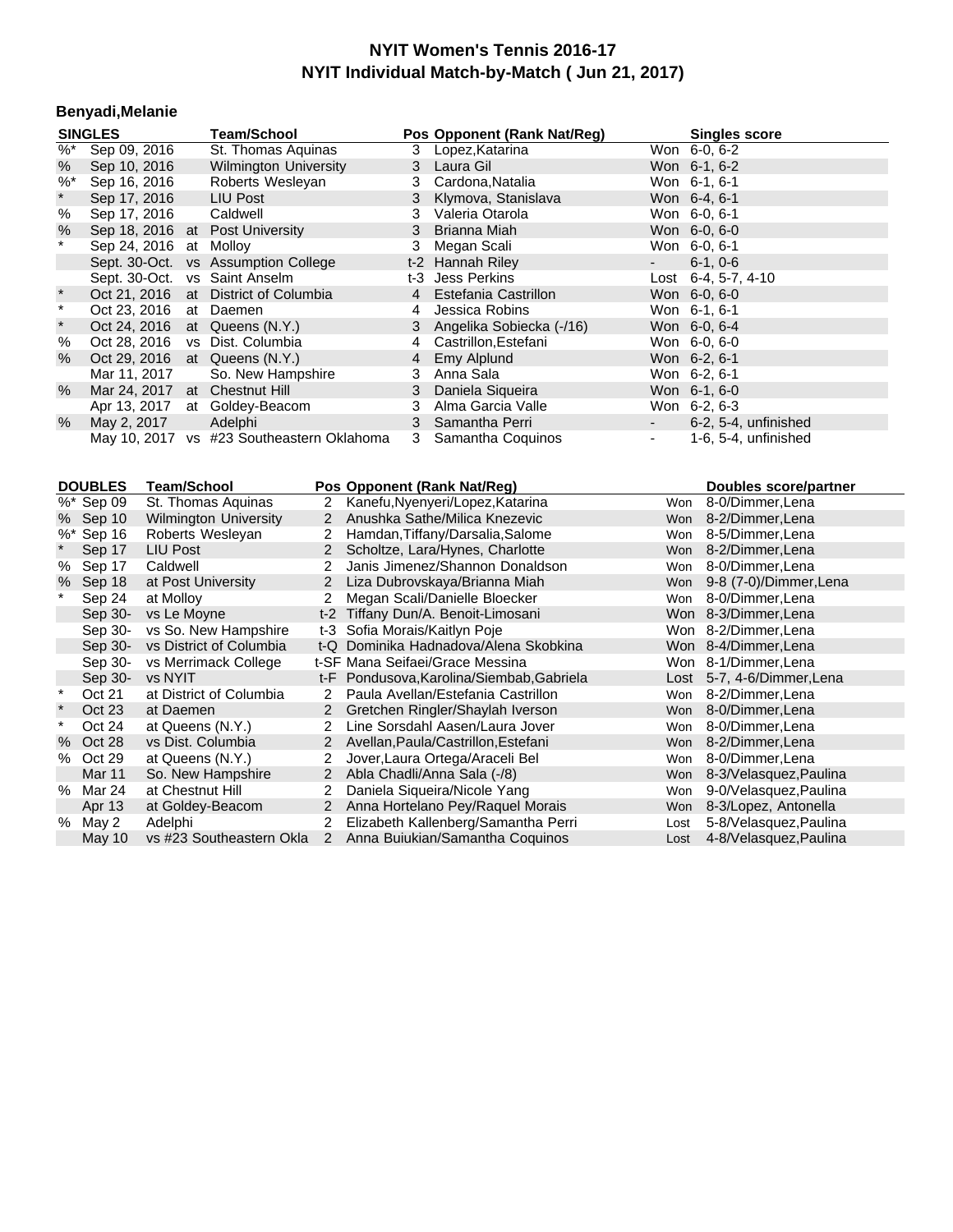# NYIT Women's Tennis 2016-17
## NYIT Individual Match-by-Match ( Jun 21, 2017)

### Benyadi,Melanie

| | SINGLES | | Team/School | Pos | Opponent (Rank Nat/Reg) | | Singles score |
|---|---|---|---|---|---|---|---|
| %* | Sep 09, 2016 | | St. Thomas Aquinas | 3 | Lopez,Katarina | Won | 6-0, 6-2 |
| % | Sep 10, 2016 | | Wilmington University | 3 | Laura Gil | Won | 6-1, 6-2 |
| %* | Sep 16, 2016 | | Roberts Wesleyan | 3 | Cardona,Natalia | Won | 6-1, 6-1 |
| * | Sep 17, 2016 | | LIU Post | 3 | Klymova, Stanislava | Won | 6-4, 6-1 |
| % | Sep 17, 2016 | | Caldwell | 3 | Valeria Otarola | Won | 6-0, 6-1 |
| % | Sep 18, 2016 | at | Post University | 3 | Brianna Miah | Won | 6-0, 6-0 |
| * | Sep 24, 2016 | at | Molloy | 3 | Megan Scali | Won | 6-0, 6-1 |
| | Sept. 30-Oct. | vs | Assumption College | t-2 | Hannah Riley | - | 6-1, 0-6 |
| | Sept. 30-Oct. | vs | Saint Anselm | t-3 | Jess Perkins | Lost | 6-4, 5-7, 4-10 |
| * | Oct 21, 2016 | at | District of Columbia | 4 | Estefania Castrillon | Won | 6-0, 6-0 |
| * | Oct 23, 2016 | at | Daemen | 4 | Jessica Robins | Won | 6-1, 6-1 |
| * | Oct 24, 2016 | at | Queens (N.Y.) | 3 | Angelika Sobiecka (-/16) | Won | 6-0, 6-4 |
| % | Oct 28, 2016 | vs | Dist. Columbia | 4 | Castrillon,Estefani | Won | 6-0, 6-0 |
| % | Oct 29, 2016 | at | Queens (N.Y.) | 4 | Emy Alplund | Won | 6-2, 6-1 |
| | Mar 11, 2017 | | So. New Hampshire | 3 | Anna Sala | Won | 6-2, 6-1 |
| % | Mar 24, 2017 | at | Chestnut Hill | 3 | Daniela Siqueira | Won | 6-1, 6-0 |
| | Apr 13, 2017 | at | Goldey-Beacom | 3 | Alma Garcia Valle | Won | 6-2, 6-3 |
| % | May 2, 2017 | | Adelphi | 3 | Samantha Perri | - | 6-2, 5-4, unfinished |
| | May 10, 2017 | vs | #23 Southeastern Oklahoma | 3 | Samantha Coquinos | - | 1-6, 5-4, unfinished |

| | DOUBLES | Team/School | Pos | Opponent (Rank Nat/Reg) | | Doubles score/partner |
|---|---|---|---|---|---|---|
| %* | Sep 09 | St. Thomas Aquinas | 2 | Kanefu,Nyenyeri/Lopez,Katarina | Won | 8-0/Dimmer,Lena |
| % | Sep 10 | Wilmington University | 2 | Anushka Sathe/Milica Knezevic | Won | 8-2/Dimmer,Lena |
| %* | Sep 16 | Roberts Wesleyan | 2 | Hamdan,Tiffany/Darsalia,Salome | Won | 8-5/Dimmer,Lena |
| * | Sep 17 | LIU Post | 2 | Scholtze, Lara/Hynes, Charlotte | Won | 8-2/Dimmer,Lena |
| % | Sep 17 | Caldwell | 2 | Janis Jimenez/Shannon Donaldson | Won | 8-0/Dimmer,Lena |
| % | Sep 18 | at Post University | 2 | Liza Dubrovskaya/Brianna Miah | Won | 9-8 (7-0)/Dimmer,Lena |
| * | Sep 24 | at Molloy | 2 | Megan Scali/Danielle Bloecker | Won | 8-0/Dimmer,Lena |
| | Sep 30- | vs Le Moyne | t-2 | Tiffany Dun/A. Benoit-Limosani | Won | 8-3/Dimmer,Lena |
| | Sep 30- | vs So. New Hampshire | t-3 | Sofia Morais/Kaitlyn Poje | Won | 8-2/Dimmer,Lena |
| | Sep 30- | vs District of Columbia | t-Q | Dominika Hadnadova/Alena Skobkina | Won | 8-4/Dimmer,Lena |
| | Sep 30- | vs Merrimack College | t-SF | Mana Seifaei/Grace Messina | Won | 8-1/Dimmer,Lena |
| | Sep 30- | vs NYIT | t-F | Pondusova,Karolina/Siembab,Gabriela | Lost | 5-7, 4-6/Dimmer,Lena |
| * | Oct 21 | at District of Columbia | 2 | Paula Avellan/Estefania Castrillon | Won | 8-2/Dimmer,Lena |
| * | Oct 23 | at Daemen | 2 | Gretchen Ringler/Shaylah Iverson | Won | 8-0/Dimmer,Lena |
| * | Oct 24 | at Queens (N.Y.) | 2 | Line Sorsdahl Aasen/Laura Jover | Won | 8-0/Dimmer,Lena |
| % | Oct 28 | vs Dist. Columbia | 2 | Avellan,Paula/Castrillon,Estefani | Won | 8-2/Dimmer,Lena |
| % | Oct 29 | at Queens (N.Y.) | 2 | Jover,Laura Ortega/Araceli Bel | Won | 8-0/Dimmer,Lena |
| | Mar 11 | So. New Hampshire | 2 | Abla Chadli/Anna Sala (-/8) | Won | 8-3/Velasquez,Paulina |
| % | Mar 24 | at Chestnut Hill | 2 | Daniela Siqueira/Nicole Yang | Won | 9-0/Velasquez,Paulina |
| | Apr 13 | at Goldey-Beacom | 2 | Anna Hortelano Pey/Raquel Morais | Won | 8-3/Lopez, Antonella |
| % | May 2 | Adelphi | 2 | Elizabeth Kallenberg/Samantha Perri | Lost | 5-8/Velasquez,Paulina |
| | May 10 | vs #23 Southeastern Okla | 2 | Anna Buiukian/Samantha Coquinos | Lost | 4-8/Velasquez,Paulina |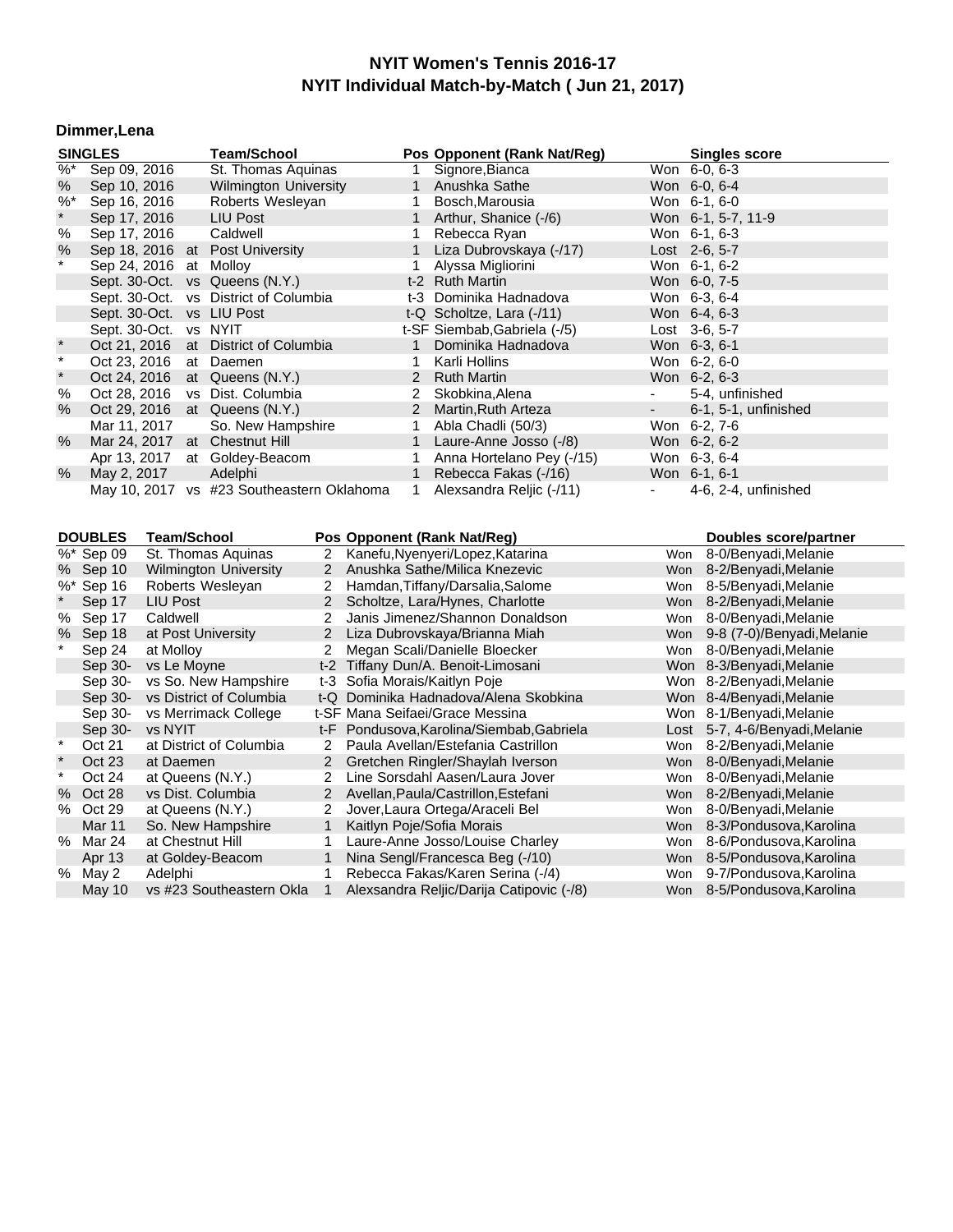# NYIT Women's Tennis 2016-17
## NYIT Individual Match-by-Match ( Jun 21, 2017)

### Dimmer,Lena

| | SINGLES | | Team/School | Pos | Opponent (Rank Nat/Reg) | | Singles score |
|---|---|---|---|---|---|---|---|
| %* | Sep 09, 2016 | | St. Thomas Aquinas | 1 | Signore,Bianca | Won | 6-0, 6-3 |
| % | Sep 10, 2016 | | Wilmington University | 1 | Anushka Sathe | Won | 6-0, 6-4 |
| %* | Sep 16, 2016 | | Roberts Wesleyan | 1 | Bosch,Marousia | Won | 6-1, 6-0 |
| * | Sep 17, 2016 | | LIU Post | 1 | Arthur, Shanice (-/6) | Won | 6-1, 5-7, 11-9 |
| % | Sep 17, 2016 | | Caldwell | 1 | Rebecca Ryan | Won | 6-1, 6-3 |
| % | Sep 18, 2016 | at | Post University | 1 | Liza Dubrovskaya (-/17) | Lost | 2-6, 5-7 |
| * | Sep 24, 2016 | at | Molloy | 1 | Alyssa Migliorini | Won | 6-1, 6-2 |
| | Sept. 30-Oct. | vs | Queens (N.Y.) | t-2 | Ruth Martin | Won | 6-0, 7-5 |
| | Sept. 30-Oct. | vs | District of Columbia | t-3 | Dominika Hadnadova | Won | 6-3, 6-4 |
| | Sept. 30-Oct. | vs | LIU Post | t-Q | Scholtze, Lara (-/11) | Won | 6-4, 6-3 |
| | Sept. 30-Oct. | vs | NYIT | t-SF | Siembab,Gabriela (-/5) | Lost | 3-6, 5-7 |
| * | Oct 21, 2016 | at | District of Columbia | 1 | Dominika Hadnadova | Won | 6-3, 6-1 |
| * | Oct 23, 2016 | at | Daemen | 1 | Karli Hollins | Won | 6-2, 6-0 |
| * | Oct 24, 2016 | at | Queens (N.Y.) | 2 | Ruth Martin | Won | 6-2, 6-3 |
| % | Oct 28, 2016 | vs | Dist. Columbia | 2 | Skobkina,Alena | - | 5-4, unfinished |
| % | Oct 29, 2016 | at | Queens (N.Y.) | 2 | Martin,Ruth Arteza | - | 6-1, 5-1, unfinished |
| | Mar 11, 2017 | | So. New Hampshire | 1 | Abla Chadli (50/3) | Won | 6-2, 7-6 |
| % | Mar 24, 2017 | at | Chestnut Hill | 1 | Laure-Anne Josso (-/8) | Won | 6-2, 6-2 |
| | Apr 13, 2017 | at | Goldey-Beacom | 1 | Anna Hortelano Pey (-/15) | Won | 6-3, 6-4 |
| % | May 2, 2017 | | Adelphi | 1 | Rebecca Fakas (-/16) | Won | 6-1, 6-1 |
| | May 10, 2017 | vs | #23 Southeastern Oklahoma | 1 | Alexsandra Reljic (-/11) | - | 4-6, 2-4, unfinished |

| | DOUBLES | Team/School | Pos | Opponent (Rank Nat/Reg) | | Doubles score/partner |
|---|---|---|---|---|---|---|
| %* | Sep 09 | St. Thomas Aquinas | 2 | Kanefu,Nyenyeri/Lopez,Katarina | Won | 8-0/Benyadi,Melanie |
| % | Sep 10 | Wilmington University | 2 | Anushka Sathe/Milica Knezevic | Won | 8-2/Benyadi,Melanie |
| %* | Sep 16 | Roberts Wesleyan | 2 | Hamdan,Tiffany/Darsalia,Salome | Won | 8-5/Benyadi,Melanie |
| * | Sep 17 | LIU Post | 2 | Scholtze, Lara/Hynes, Charlotte | Won | 8-2/Benyadi,Melanie |
| % | Sep 17 | Caldwell | 2 | Janis Jimenez/Shannon Donaldson | Won | 8-0/Benyadi,Melanie |
| % | Sep 18 | at Post University | 2 | Liza Dubrovskaya/Brianna Miah | Won | 9-8 (7-0)/Benyadi,Melanie |
| * | Sep 24 | at Molloy | 2 | Megan Scali/Danielle Bloecker | Won | 8-0/Benyadi,Melanie |
| | Sep 30- | vs Le Moyne | t-2 | Tiffany Dun/A. Benoit-Limosani | Won | 8-3/Benyadi,Melanie |
| | Sep 30- | vs So. New Hampshire | t-3 | Sofia Morais/Kaitlyn Poje | Won | 8-2/Benyadi,Melanie |
| | Sep 30- | vs District of Columbia | t-Q | Dominika Hadnadova/Alena Skobkina | Won | 8-4/Benyadi,Melanie |
| | Sep 30- | vs Merrimack College | t-SF | Mana Seifaei/Grace Messina | Won | 8-1/Benyadi,Melanie |
| | Sep 30- | vs NYIT | t-F | Pondusova,Karolina/Siembab,Gabriela | Lost | 5-7, 4-6/Benyadi,Melanie |
| * | Oct 21 | at District of Columbia | 2 | Paula Avellan/Estefania Castrillon | Won | 8-2/Benyadi,Melanie |
| * | Oct 23 | at Daemen | 2 | Gretchen Ringler/Shaylah Iverson | Won | 8-0/Benyadi,Melanie |
| * | Oct 24 | at Queens (N.Y.) | 2 | Line Sorsdahl Aasen/Laura Jover | Won | 8-0/Benyadi,Melanie |
| % | Oct 28 | vs Dist. Columbia | 2 | Avellan,Paula/Castrillon,Estefani | Won | 8-2/Benyadi,Melanie |
| % | Oct 29 | at Queens (N.Y.) | 2 | Jover,Laura Ortega/Araceli Bel | Won | 8-0/Benyadi,Melanie |
| | Mar 11 | So. New Hampshire | 1 | Kaitlyn Poje/Sofia Morais | Won | 8-3/Pondusova,Karolina |
| % | Mar 24 | at Chestnut Hill | 1 | Laure-Anne Josso/Louise Charley | Won | 8-6/Pondusova,Karolina |
| | Apr 13 | at Goldey-Beacom | 1 | Nina Sengl/Francesca Beg (-/10) | Won | 8-5/Pondusova,Karolina |
| % | May 2 | Adelphi | 1 | Rebecca Fakas/Karen Serina (-/4) | Won | 9-7/Pondusova,Karolina |
| | May 10 | vs #23 Southeastern Okla | 1 | Alexsandra Reljic/Darija Catipovic (-/8) | Won | 8-5/Pondusova,Karolina |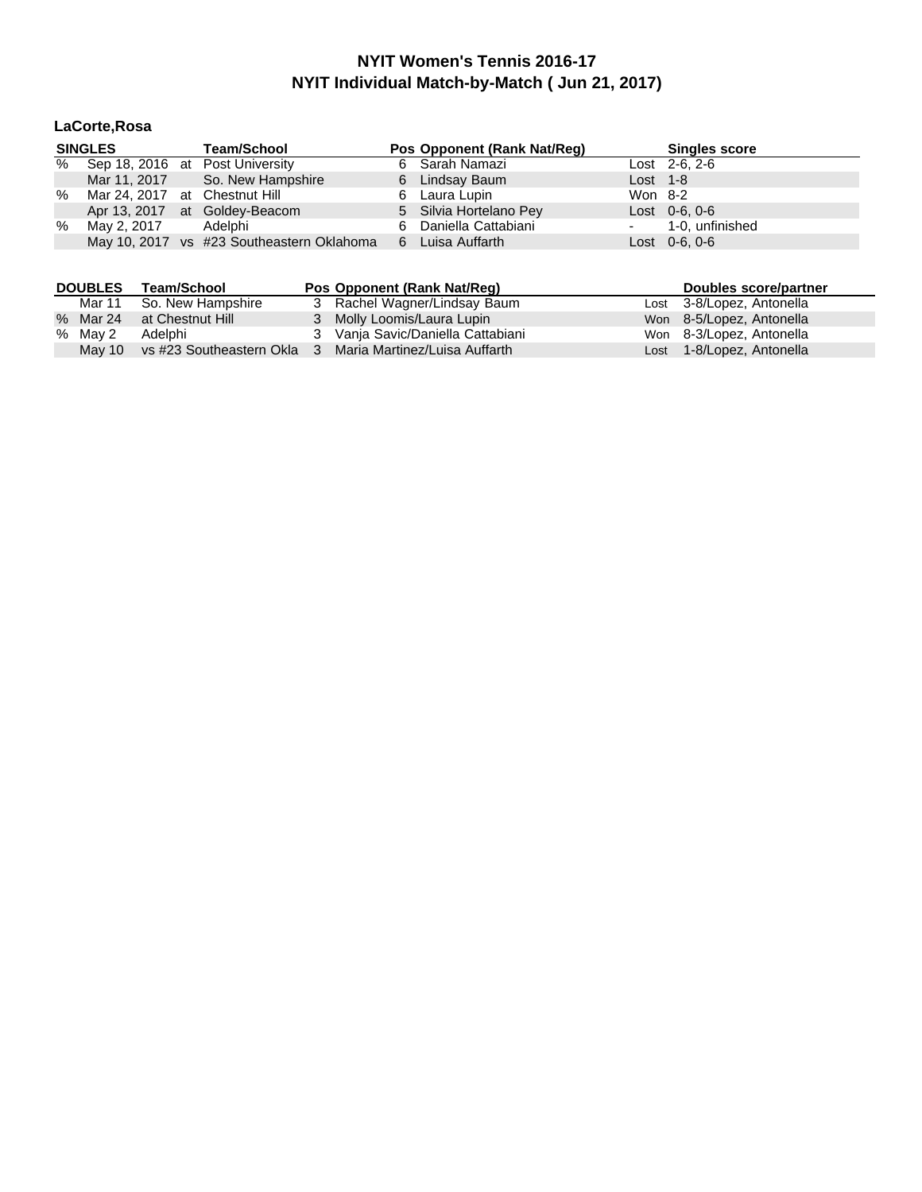# NYIT Women's Tennis 2016-17
## NYIT Individual Match-by-Match ( Jun 21, 2017)

### LaCorte,Rosa

| | SINGLES | | Team/School | Pos | Opponent (Rank Nat/Reg) | | Singles score |
|---|---|---|---|---|---|---|---|
| % | Sep 18, 2016 | at | Post University | 6 | Sarah Namazi | Lost | 2-6, 2-6 |
| | Mar 11, 2017 | | So. New Hampshire | 6 | Lindsay Baum | Lost | 1-8 |
| % | Mar 24, 2017 | at | Chestnut Hill | 6 | Laura Lupin | Won | 8-2 |
| | Apr 13, 2017 | at | Goldey-Beacom | 5 | Silvia Hortelano Pey | Lost | 0-6, 0-6 |
| % | May 2, 2017 | | Adelphi | 6 | Daniella Cattabiani | - | 1-0, unfinished |
| | May 10, 2017 | vs | #23 Southeastern Oklahoma | 6 | Luisa Auffarth | Lost | 0-6, 0-6 |

| | DOUBLES | Team/School | Pos | Opponent (Rank Nat/Reg) | | Doubles score/partner |
|---|---|---|---|---|---|---|
| | Mar 11 | So. New Hampshire | 3 | Rachel Wagner/Lindsay Baum | Lost | 3-8/Lopez, Antonella |
| % | Mar 24 | at Chestnut Hill | 3 | Molly Loomis/Laura Lupin | Won | 8-5/Lopez, Antonella |
| % | May 2 | Adelphi | 3 | Vanja Savic/Daniella Cattabiani | Won | 8-3/Lopez, Antonella |
| | May 10 | vs #23 Southeastern Okla | 3 | Maria Martinez/Luisa Auffarth | Lost | 1-8/Lopez, Antonella |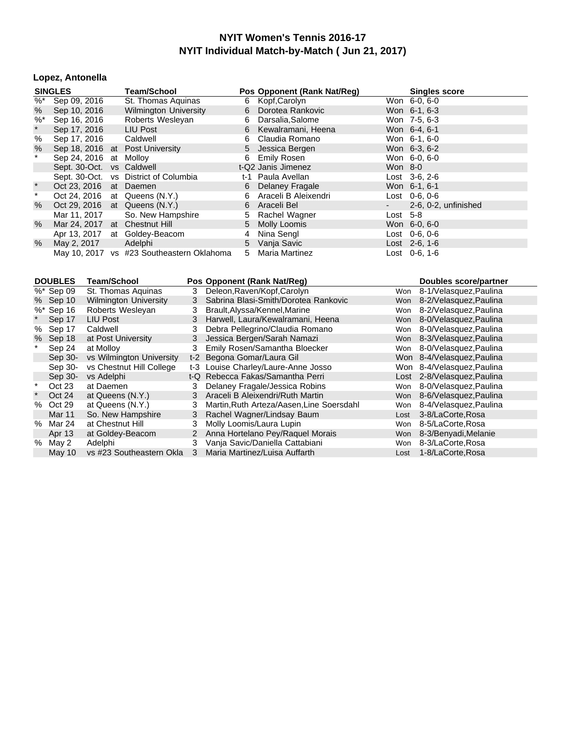# NYIT Women's Tennis 2016-17
## NYIT Individual Match-by-Match ( Jun 21, 2017)

### Lopez, Antonella

| SINGLES | | | Team/School | Pos | Opponent (Rank Nat/Reg) | | Singles score |
|---|---|---|---|---|---|---|---|
| %* | Sep 09, 2016 | | St. Thomas Aquinas | 6 | Kopf,Carolyn | Won | 6-0, 6-0 |
| % | Sep 10, 2016 | | Wilmington University | 6 | Dorotea Rankovic | Won | 6-1, 6-3 |
| %* | Sep 16, 2016 | | Roberts Wesleyan | 6 | Darsalia,Salome | Won | 7-5, 6-3 |
| * | Sep 17, 2016 | | LIU Post | 6 | Kewalramani, Heena | Won | 6-4, 6-1 |
| % | Sep 17, 2016 | | Caldwell | 6 | Claudia Romano | Won | 6-1, 6-0 |
| % | Sep 18, 2016 | at | Post University | 5 | Jessica Bergen | Won | 6-3, 6-2 |
| * | Sep 24, 2016 | at | Molloy | 6 | Emily Rosen | Won | 6-0, 6-0 |
| | Sept. 30-Oct. | vs | Caldwell | t-Q2 | Janis Jimenez | Won | 8-0 |
| | Sept. 30-Oct. | vs | District of Columbia | t-1 | Paula Avellan | Lost | 3-6, 2-6 |
| * | Oct 23, 2016 | at | Daemen | 6 | Delaney Fragale | Won | 6-1, 6-1 |
| * | Oct 24, 2016 | at | Queens (N.Y.) | 6 | Araceli B Aleixendri | Lost | 0-6, 0-6 |
| % | Oct 29, 2016 | at | Queens (N.Y.) | 6 | Araceli Bel | - | 2-6, 0-2, unfinished |
| | Mar 11, 2017 | | So. New Hampshire | 5 | Rachel Wagner | Lost | 5-8 |
| % | Mar 24, 2017 | at | Chestnut Hill | 5 | Molly Loomis | Won | 6-0, 6-0 |
| | Apr 13, 2017 | at | Goldey-Beacom | 4 | Nina Sengl | Lost | 0-6, 0-6 |
| % | May 2, 2017 | | Adelphi | 5 | Vanja Savic | Lost | 2-6, 1-6 |
| | May 10, 2017 | vs | #23 Southeastern Oklahoma | 5 | Maria Martinez | Lost | 0-6, 1-6 |

| DOUBLES | | Team/School | Pos | Opponent (Rank Nat/Reg) | | Doubles score/partner |
|---|---|---|---|---|---|---|
| %* | Sep 09 | St. Thomas Aquinas | 3 | Deleon,Raven/Kopf,Carolyn | Won | 8-1/Velasquez,Paulina |
| % | Sep 10 | Wilmington University | 3 | Sabrina Blasi-Smith/Dorotea Rankovic | Won | 8-2/Velasquez,Paulina |
| %* | Sep 16 | Roberts Wesleyan | 3 | Brault,Alyssa/Kennel,Marine | Won | 8-2/Velasquez,Paulina |
| * | Sep 17 | LIU Post | 3 | Harwell, Laura/Kewalramani, Heena | Won | 8-0/Velasquez,Paulina |
| % | Sep 17 | Caldwell | 3 | Debra Pellegrino/Claudia Romano | Won | 8-0/Velasquez,Paulina |
| % | Sep 18 | at Post University | 3 | Jessica Bergen/Sarah Namazi | Won | 8-3/Velasquez,Paulina |
| * | Sep 24 | at Molloy | 3 | Emily Rosen/Samantha Bloecker | Won | 8-0/Velasquez,Paulina |
| | Sep 30- | vs Wilmington University | t-2 | Begona Gomar/Laura Gil | Won | 8-4/Velasquez,Paulina |
| | Sep 30- | vs Chestnut Hill College | t-3 | Louise Charley/Laure-Anne Josso | Won | 8-4/Velasquez,Paulina |
| | Sep 30- | vs Adelphi | t-Q | Rebecca Fakas/Samantha Perri | Lost | 2-8/Velasquez,Paulina |
| * | Oct 23 | at Daemen | 3 | Delaney Fragale/Jessica Robins | Won | 8-0/Velasquez,Paulina |
| * | Oct 24 | at Queens (N.Y.) | 3 | Araceli B Aleixendri/Ruth Martin | Won | 8-6/Velasquez,Paulina |
| % | Oct 29 | at Queens (N.Y.) | 3 | Martin,Ruth Arteza/Aasen,Line Soersdahl | Won | 8-4/Velasquez,Paulina |
| | Mar 11 | So. New Hampshire | 3 | Rachel Wagner/Lindsay Baum | Lost | 3-8/LaCorte,Rosa |
| % | Mar 24 | at Chestnut Hill | 3 | Molly Loomis/Laura Lupin | Won | 8-5/LaCorte,Rosa |
| | Apr 13 | at Goldey-Beacom | 2 | Anna Hortelano Pey/Raquel Morais | Won | 8-3/Benyadi,Melanie |
| % | May 2 | Adelphi | 3 | Vanja Savic/Daniella Cattabiani | Won | 8-3/LaCorte,Rosa |
| | May 10 | vs #23 Southeastern Okla | 3 | Maria Martinez/Luisa Auffarth | Lost | 1-8/LaCorte,Rosa |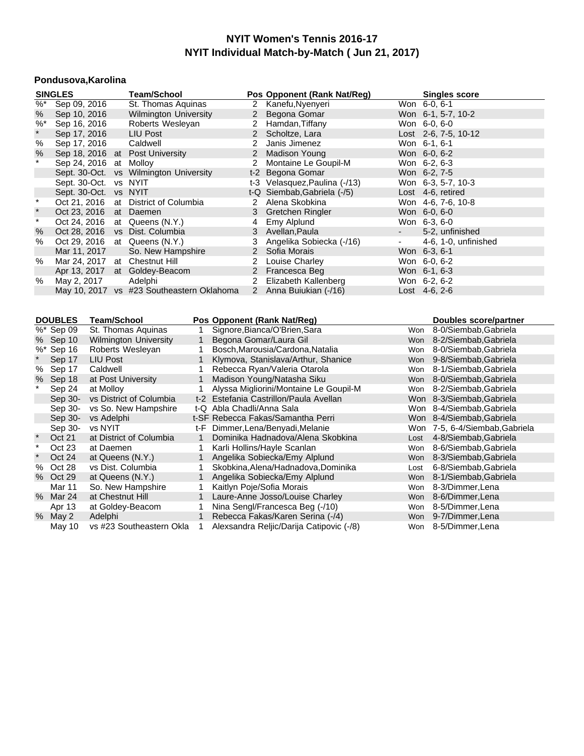# NYIT Women's Tennis 2016-17
## NYIT Individual Match-by-Match ( Jun 21, 2017)

### Pondusova,Karolina

| SINGLES | | | Team/School | Pos | Opponent (Rank Nat/Reg) | | Singles score |
|---|---|---|---|---|---|---|---|
| %* | Sep 09, 2016 | | St. Thomas Aquinas | 2 | Kanefu,Nyenyeri | Won | 6-0, 6-1 |
| % | Sep 10, 2016 | | Wilmington University | 2 | Begona Gomar | Won | 6-1, 5-7, 10-2 |
| %* | Sep 16, 2016 | | Roberts Wesleyan | 2 | Hamdan,Tiffany | Won | 6-0, 6-0 |
| * | Sep 17, 2016 | | LIU Post | 2 | Scholtze, Lara | Lost | 2-6, 7-5, 10-12 |
| % | Sep 17, 2016 | | Caldwell | 2 | Janis Jimenez | Won | 6-1, 6-1 |
| % | Sep 18, 2016 | at | Post University | 2 | Madison Young | Won | 6-0, 6-2 |
| * | Sep 24, 2016 | at | Molloy | 2 | Montaine Le Goupil-M | Won | 6-2, 6-3 |
| | Sept. 30-Oct. | vs | Wilmington University | t-2 | Begona Gomar | Won | 6-2, 7-5 |
| | Sept. 30-Oct. | vs | NYIT | t-3 | Velasquez,Paulina (-/13) | Won | 6-3, 5-7, 10-3 |
| | Sept. 30-Oct. | vs | NYIT | t-Q | Siembab,Gabriela (-/5) | Lost | 4-6, retired |
| * | Oct 21, 2016 | at | District of Columbia | 2 | Alena Skobkina | Won | 4-6, 7-6, 10-8 |
| * | Oct 23, 2016 | at | Daemen | 3 | Gretchen Ringler | Won | 6-0, 6-0 |
| * | Oct 24, 2016 | at | Queens (N.Y.) | 4 | Emy Alplund | Won | 6-3, 6-0 |
| % | Oct 28, 2016 | vs | Dist. Columbia | 3 | Avellan,Paula | - | 5-2, unfinished |
| % | Oct 29, 2016 | at | Queens (N.Y.) | 3 | Angelika Sobiecka (-/16) | - | 4-6, 1-0, unfinished |
| | Mar 11, 2017 | | So. New Hampshire | 2 | Sofia Morais | Won | 6-3, 6-1 |
| % | Mar 24, 2017 | at | Chestnut Hill | 2 | Louise Charley | Won | 6-0, 6-2 |
| | Apr 13, 2017 | at | Goldey-Beacom | 2 | Francesca Beg | Won | 6-1, 6-3 |
| % | May 2, 2017 | | Adelphi | 2 | Elizabeth Kallenberg | Won | 6-2, 6-2 |
| | May 10, 2017 | vs | #23 Southeastern Oklahoma | 2 | Anna Buiukian (-/16) | Lost | 4-6, 2-6 |

| DOUBLES | | Team/School | Pos | Opponent (Rank Nat/Reg) | | Doubles score/partner |
|---|---|---|---|---|---|---|
| %* | Sep 09 | St. Thomas Aquinas | 1 | Signore,Bianca/O'Brien,Sara | Won | 8-0/Siembab,Gabriela |
| % | Sep 10 | Wilmington University | 1 | Begona Gomar/Laura Gil | Won | 8-2/Siembab,Gabriela |
| %* | Sep 16 | Roberts Wesleyan | 1 | Bosch,Marousia/Cardona,Natalia | Won | 8-0/Siembab,Gabriela |
| * | Sep 17 | LIU Post | 1 | Klymova, Stanislava/Arthur, Shanice | Won | 9-8/Siembab,Gabriela |
| % | Sep 17 | Caldwell | 1 | Rebecca Ryan/Valeria Otarola | Won | 8-1/Siembab,Gabriela |
| % | Sep 18 | at Post University | 1 | Madison Young/Natasha Siku | Won | 8-0/Siembab,Gabriela |
| * | Sep 24 | at Molloy | 1 | Alyssa Migliorini/Montaine Le Goupil-M | Won | 8-2/Siembab,Gabriela |
| | Sep 30- | vs District of Columbia | t-2 | Estefania Castrillon/Paula Avellan | Won | 8-3/Siembab,Gabriela |
| | Sep 30- | vs So. New Hampshire | t-Q | Abla Chadli/Anna Sala | Won | 8-4/Siembab,Gabriela |
| | Sep 30- | vs Adelphi | t-SF | Rebecca Fakas/Samantha Perri | Won | 8-4/Siembab,Gabriela |
| | Sep 30- | vs NYIT | t-F | Dimmer,Lena/Benyadi,Melanie | Won | 7-5, 6-4/Siembab,Gabriela |
| * | Oct 21 | at District of Columbia | 1 | Dominika Hadnadova/Alena Skobkina | Lost | 4-8/Siembab,Gabriela |
| * | Oct 23 | at Daemen | 1 | Karli Hollins/Hayle Scanlan | Won | 8-6/Siembab,Gabriela |
| * | Oct 24 | at Queens (N.Y.) | 1 | Angelika Sobiecka/Emy Alplund | Won | 8-3/Siembab,Gabriela |
| % | Oct 28 | vs Dist. Columbia | 1 | Skobkina,Alena/Hadnadova,Dominika | Lost | 6-8/Siembab,Gabriela |
| % | Oct 29 | at Queens (N.Y.) | 1 | Angelika Sobiecka/Emy Alplund | Won | 8-1/Siembab,Gabriela |
| | Mar 11 | So. New Hampshire | 1 | Kaitlyn Poje/Sofia Morais | Won | 8-3/Dimmer,Lena |
| % | Mar 24 | at Chestnut Hill | 1 | Laure-Anne Josso/Louise Charley | Won | 8-6/Dimmer,Lena |
| | Apr 13 | at Goldey-Beacom | 1 | Nina Sengl/Francesca Beg (-/10) | Won | 8-5/Dimmer,Lena |
| % | May 2 | Adelphi | 1 | Rebecca Fakas/Karen Serina (-/4) | Won | 9-7/Dimmer,Lena |
| | May 10 | vs #23 Southeastern Okla | 1 | Alexsandra Reljic/Darija Catipovic (-/8) | Won | 8-5/Dimmer,Lena |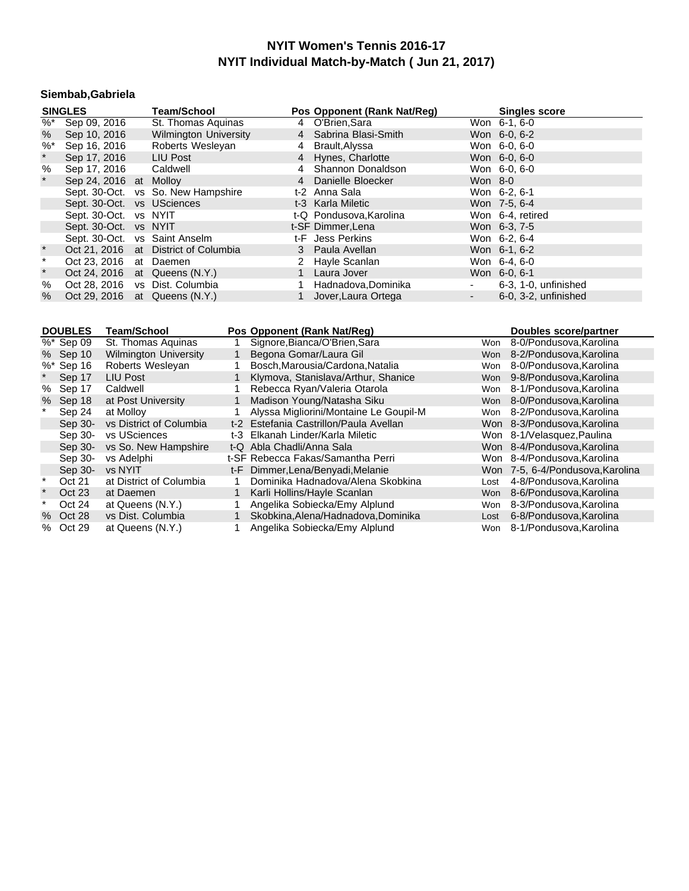# NYIT Women's Tennis 2016-17
## NYIT Individual Match-by-Match ( Jun 21, 2017)

### Siembab,Gabriela

| | SINGLES | | Team/School | Pos | Opponent (Rank Nat/Reg) | | Singles score |
|---|---|---|---|---|---|---|---|
| %* | Sep 09, 2016 | | St. Thomas Aquinas | 4 | O'Brien,Sara | Won | 6-1, 6-0 |
| % | Sep 10, 2016 | | Wilmington University | 4 | Sabrina Blasi-Smith | Won | 6-0, 6-2 |
| %* | Sep 16, 2016 | | Roberts Wesleyan | 4 | Brault,Alyssa | Won | 6-0, 6-0 |
| * | Sep 17, 2016 | | LIU Post | 4 | Hynes, Charlotte | Won | 6-0, 6-0 |
| % | Sep 17, 2016 | | Caldwell | 4 | Shannon Donaldson | Won | 6-0, 6-0 |
| * | Sep 24, 2016 | at | Molloy | 4 | Danielle Bloecker | Won | 8-0 |
| | Sept. 30-Oct. | vs | So. New Hampshire | t-2 | Anna Sala | Won | 6-2, 6-1 |
| | Sept. 30-Oct. | vs | USciences | t-3 | Karla Miletic | Won | 7-5, 6-4 |
| | Sept. 30-Oct. | vs | NYIT | t-Q | Pondusova,Karolina | Won | 6-4, retired |
| | Sept. 30-Oct. | vs | NYIT | t-SF | Dimmer,Lena | Won | 6-3, 7-5 |
| | Sept. 30-Oct. | vs | Saint Anselm | t-F | Jess Perkins | Won | 6-2, 6-4 |
| * | Oct 21, 2016 | at | District of Columbia | 3 | Paula Avellan | Won | 6-1, 6-2 |
| * | Oct 23, 2016 | at | Daemen | 2 | Hayle Scanlan | Won | 6-4, 6-0 |
| * | Oct 24, 2016 | at | Queens (N.Y.) | 1 | Laura Jover | Won | 6-0, 6-1 |
| % | Oct 28, 2016 | vs | Dist. Columbia | 1 | Hadnadova,Dominika | - | 6-3, 1-0, unfinished |
| % | Oct 29, 2016 | at | Queens (N.Y.) | 1 | Jover,Laura Ortega | - | 6-0, 3-2, unfinished |

| | DOUBLES | Team/School | Pos | Opponent (Rank Nat/Reg) | | Doubles score/partner |
|---|---|---|---|---|---|---|
| %* | Sep 09 | St. Thomas Aquinas | 1 | Signore,Bianca/O'Brien,Sara | Won | 8-0/Pondusova,Karolina |
| % | Sep 10 | Wilmington University | 1 | Begona Gomar/Laura Gil | Won | 8-2/Pondusova,Karolina |
| %* | Sep 16 | Roberts Wesleyan | 1 | Bosch,Marousia/Cardona,Natalia | Won | 8-0/Pondusova,Karolina |
| * | Sep 17 | LIU Post | 1 | Klymova, Stanislava/Arthur, Shanice | Won | 9-8/Pondusova,Karolina |
| % | Sep 17 | Caldwell | 1 | Rebecca Ryan/Valeria Otarola | Won | 8-1/Pondusova,Karolina |
| % | Sep 18 | at Post University | 1 | Madison Young/Natasha Siku | Won | 8-0/Pondusova,Karolina |
| * | Sep 24 | at Molloy | 1 | Alyssa Migliorini/Montaine Le Goupil-M | Won | 8-2/Pondusova,Karolina |
| | Sep 30- | vs District of Columbia | t-2 | Estefania Castrillon/Paula Avellan | Won | 8-3/Pondusova,Karolina |
| | Sep 30- | vs USciences | t-3 | Elkanah Linder/Karla Miletic | Won | 8-1/Velasquez,Paulina |
| | Sep 30- | vs So. New Hampshire | t-Q | Abla Chadli/Anna Sala | Won | 8-4/Pondusova,Karolina |
| | Sep 30- | vs Adelphi | t-SF | Rebecca Fakas/Samantha Perri | Won | 8-4/Pondusova,Karolina |
| | Sep 30- | vs NYIT | t-F | Dimmer,Lena/Benyadi,Melanie | Won | 7-5, 6-4/Pondusova,Karolina |
| * | Oct 21 | at District of Columbia | 1 | Dominika Hadnadova/Alena Skobkina | Lost | 4-8/Pondusova,Karolina |
| * | Oct 23 | at Daemen | 1 | Karli Hollins/Hayle Scanlan | Won | 8-6/Pondusova,Karolina |
| * | Oct 24 | at Queens (N.Y.) | 1 | Angelika Sobiecka/Emy Alplund | Won | 8-3/Pondusova,Karolina |
| % | Oct 28 | vs Dist. Columbia | 1 | Skobkina,Alena/Hadnadova,Dominika | Lost | 6-8/Pondusova,Karolina |
| % | Oct 29 | at Queens (N.Y.) | 1 | Angelika Sobiecka/Emy Alplund | Won | 8-1/Pondusova,Karolina |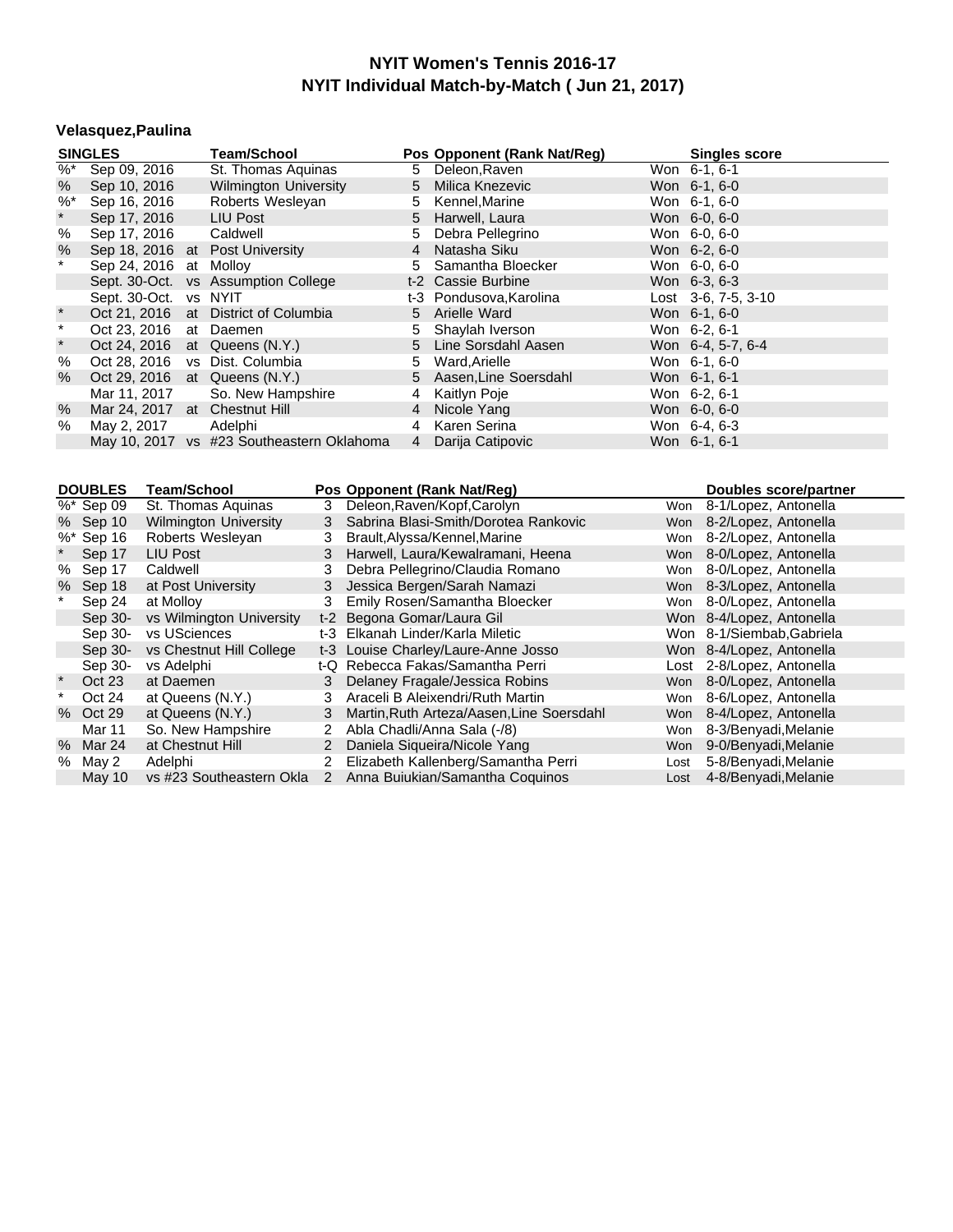# NYIT Women's Tennis 2016-17
## NYIT Individual Match-by-Match ( Jun 21, 2017)

### Velasquez,Paulina

| | SINGLES | | Team/School | Pos | Opponent (Rank Nat/Reg) | | Singles score |
|---|---|---|---|---|---|---|---|
| %* | Sep 09, 2016 | | St. Thomas Aquinas | 5 | Deleon,Raven | Won | 6-1, 6-1 |
| % | Sep 10, 2016 | | Wilmington University | 5 | Milica Knezevic | Won | 6-1, 6-0 |
| %* | Sep 16, 2016 | | Roberts Wesleyan | 5 | Kennel,Marine | Won | 6-1, 6-0 |
| * | Sep 17, 2016 | | LIU Post | 5 | Harwell, Laura | Won | 6-0, 6-0 |
| % | Sep 17, 2016 | | Caldwell | 5 | Debra Pellegrino | Won | 6-0, 6-0 |
| % | Sep 18, 2016 | at | Post University | 4 | Natasha Siku | Won | 6-2, 6-0 |
| * | Sep 24, 2016 | at | Molloy | 5 | Samantha Bloecker | Won | 6-0, 6-0 |
| | Sept. 30-Oct. | vs | Assumption College | t-2 | Cassie Burbine | Won | 6-3, 6-3 |
| | Sept. 30-Oct. | vs | NYIT | t-3 | Pondusova,Karolina | Lost | 3-6, 7-5, 3-10 |
| * | Oct 21, 2016 | at | District of Columbia | 5 | Arielle Ward | Won | 6-1, 6-0 |
| * | Oct 23, 2016 | at | Daemen | 5 | Shaylah Iverson | Won | 6-2, 6-1 |
| * | Oct 24, 2016 | at | Queens (N.Y.) | 5 | Line Sorsdahl Aasen | Won | 6-4, 5-7, 6-4 |
| % | Oct 28, 2016 | vs | Dist. Columbia | 5 | Ward,Arielle | Won | 6-1, 6-0 |
| % | Oct 29, 2016 | at | Queens (N.Y.) | 5 | Aasen,Line Soersdahl | Won | 6-1, 6-1 |
| | Mar 11, 2017 | | So. New Hampshire | 4 | Kaitlyn Poje | Won | 6-2, 6-1 |
| % | Mar 24, 2017 | at | Chestnut Hill | 4 | Nicole Yang | Won | 6-0, 6-0 |
| % | May 2, 2017 | | Adelphi | 4 | Karen Serina | Won | 6-4, 6-3 |
| | May 10, 2017 | vs | #23 Southeastern Oklahoma | 4 | Darija Catipovic | Won | 6-1, 6-1 |

| | DOUBLES | Team/School | Pos | Opponent (Rank Nat/Reg) | | Doubles score/partner |
|---|---|---|---|---|---|---|
| %* | Sep 09 | St. Thomas Aquinas | 3 | Deleon,Raven/Kopf,Carolyn | Won | 8-1/Lopez, Antonella |
| % | Sep 10 | Wilmington University | 3 | Sabrina Blasi-Smith/Dorotea Rankovic | Won | 8-2/Lopez, Antonella |
| %* | Sep 16 | Roberts Wesleyan | 3 | Brault,Alyssa/Kennel,Marine | Won | 8-2/Lopez, Antonella |
| * | Sep 17 | LIU Post | 3 | Harwell, Laura/Kewalramani, Heena | Won | 8-0/Lopez, Antonella |
| % | Sep 17 | Caldwell | 3 | Debra Pellegrino/Claudia Romano | Won | 8-0/Lopez, Antonella |
| % | Sep 18 | at Post University | 3 | Jessica Bergen/Sarah Namazi | Won | 8-3/Lopez, Antonella |
| * | Sep 24 | at Molloy | 3 | Emily Rosen/Samantha Bloecker | Won | 8-0/Lopez, Antonella |
| | Sep 30- | vs Wilmington University | t-2 | Begona Gomar/Laura Gil | Won | 8-4/Lopez, Antonella |
| | Sep 30- | vs USciences | t-3 | Elkanah Linder/Karla Miletic | Won | 8-1/Siembab,Gabriela |
| | Sep 30- | vs Chestnut Hill College | t-3 | Louise Charley/Laure-Anne Josso | Won | 8-4/Lopez, Antonella |
| | Sep 30- | vs Adelphi | t-Q | Rebecca Fakas/Samantha Perri | Lost | 2-8/Lopez, Antonella |
| * | Oct 23 | at Daemen | 3 | Delaney Fragale/Jessica Robins | Won | 8-0/Lopez, Antonella |
| * | Oct 24 | at Queens (N.Y.) | 3 | Araceli B Aleixendri/Ruth Martin | Won | 8-6/Lopez, Antonella |
| % | Oct 29 | at Queens (N.Y.) | 3 | Martin,Ruth Arteza/Aasen,Line Soersdahl | Won | 8-4/Lopez, Antonella |
| | Mar 11 | So. New Hampshire | 2 | Abla Chadli/Anna Sala (-/8) | Won | 8-3/Benyadi,Melanie |
| % | Mar 24 | at Chestnut Hill | 2 | Daniela Siqueira/Nicole Yang | Won | 9-0/Benyadi,Melanie |
| % | May 2 | Adelphi | 2 | Elizabeth Kallenberg/Samantha Perri | Lost | 5-8/Benyadi,Melanie |
| | May 10 | vs #23 Southeastern Okla | 2 | Anna Buiukian/Samantha Coquinos | Lost | 4-8/Benyadi,Melanie |